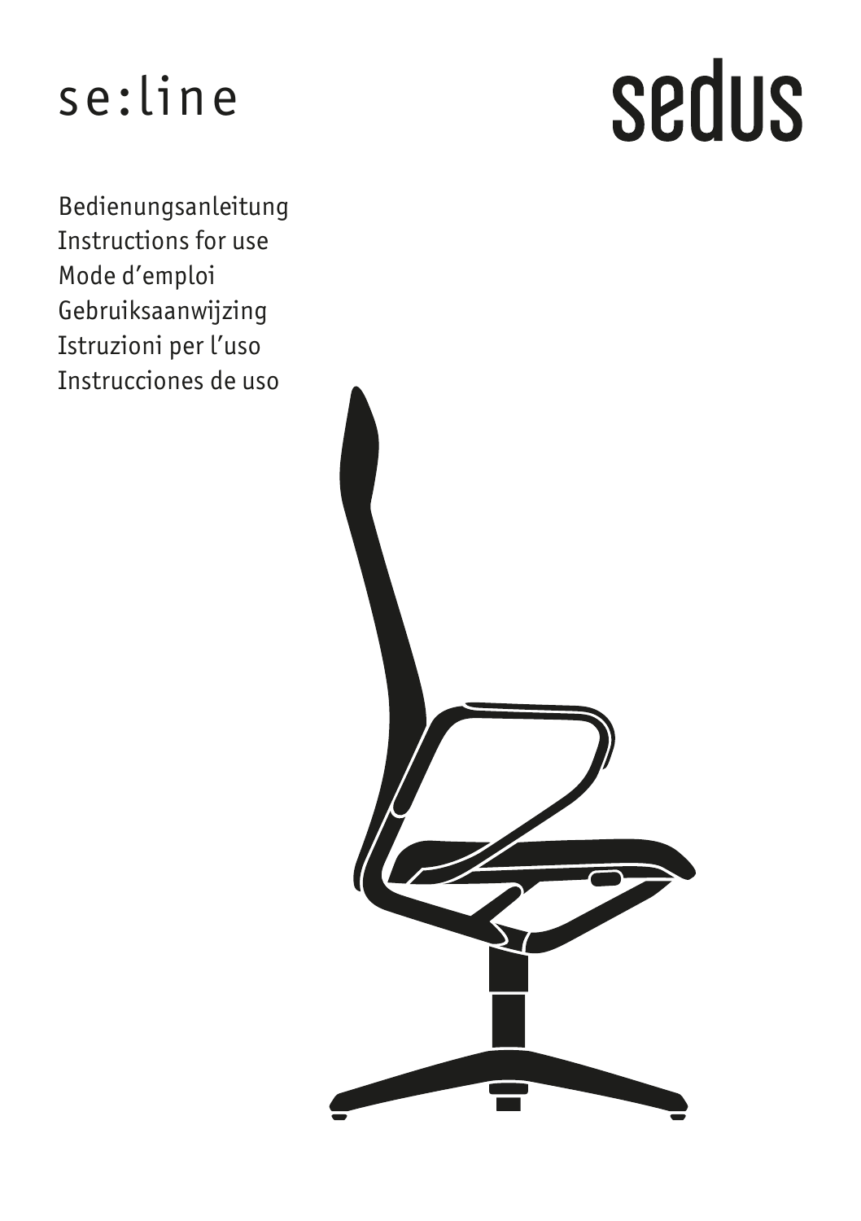# se:line

sedus

Bedienungsanleitung
Instructions for use
Mode d'emploi
Gebruiksaanwijzing
Istruzioni per l'uso
Instrucciones de uso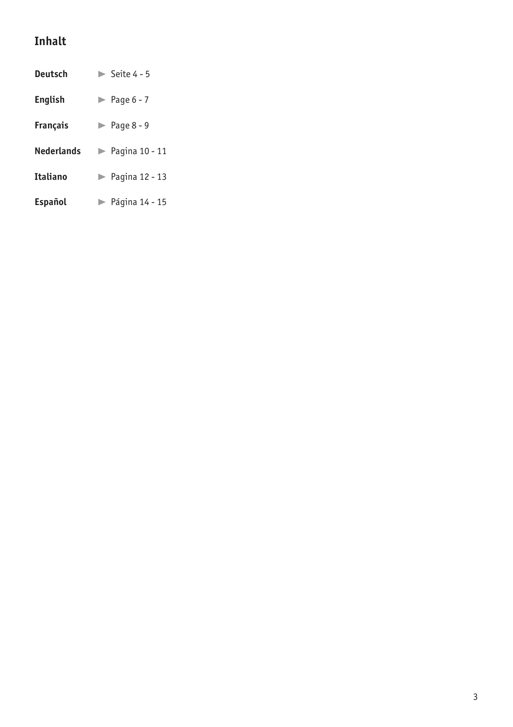# Inhalt

| | |
|---|---|
| **Deutsch** | ► Seite 4 - 5 |
| **English** | ► Page 6 - 7 |
| **Français** | ► Page 8 - 9 |
| **Nederlands** | ► Pagina 10 - 11 |
| **Italiano** | ► Pagina 12 - 13 |
| **Español** | ► Página 14 - 15 |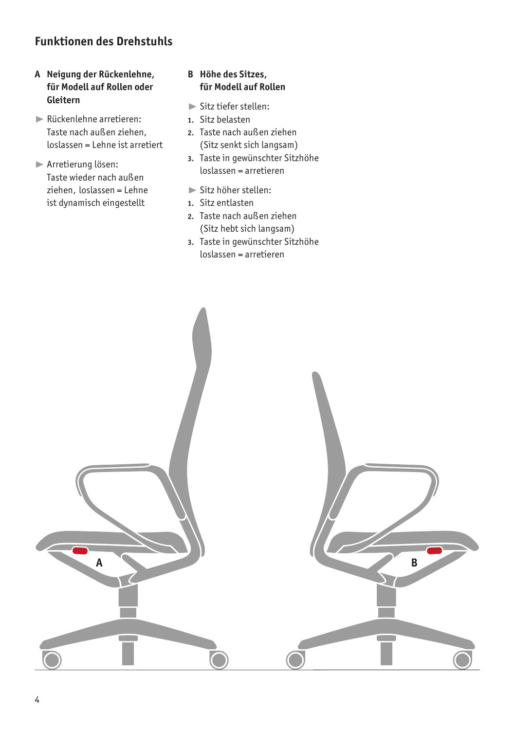## Funktionen des Drehstuhls

### A Neigung der Rückenlehne, für Modell auf Rollen oder Gleitern

- Rückenlehne arretieren:
  Taste nach außen ziehen, loslassen = Lehne ist arretiert

- Arretierung lösen:
  Taste wieder nach außen ziehen, loslassen = Lehne ist dynamisch eingestellt

### B Höhe des Sitzes, für Modell auf Rollen

- Sitz tiefer stellen:

1. Sitz belasten
2. Taste nach außen ziehen (Sitz senkt sich langsam)
3. Taste in gewünschter Sitzhöhe loslassen = arretieren

- Sitz höher stellen:

1. Sitz entlasten
2. Taste nach außen ziehen (Sitz hebt sich langsam)
3. Taste in gewünschter Sitzhöhe loslassen = arretieren

A

B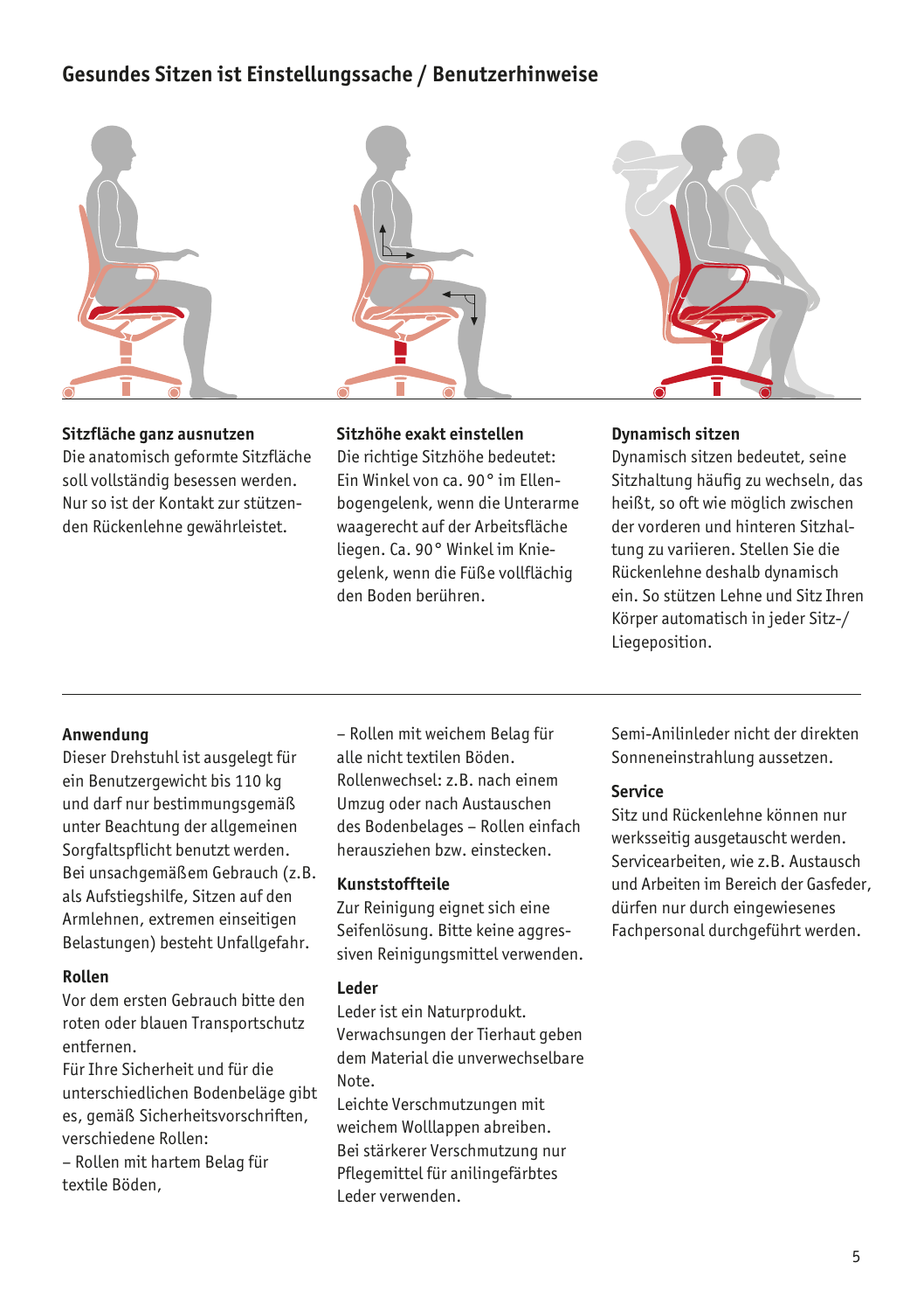## Gesundes Sitzen ist Einstellungssache / Benutzerhinweise

**Sitzfläche ganz ausnutzen**
Die anatomisch geformte Sitzfläche soll vollständig besessen werden. Nur so ist der Kontakt zur stützenden Rückenlehne gewährleistet.

**Sitzhöhe exakt einstellen**
Die richtige Sitzhöhe bedeutet: Ein Winkel von ca. 90° im Ellenbogengelenk, wenn die Unterarme waagerecht auf der Arbeitsfläche liegen. Ca. 90° Winkel im Kniegelenk, wenn die Füße vollflächig den Boden berühren.

**Dynamisch sitzen**
Dynamisch sitzen bedeutet, seine Sitzhaltung häufig zu wechseln, das heißt, so oft wie möglich zwischen der vorderen und hinteren Sitzhaltung zu variieren. Stellen Sie die Rückenlehne deshalb dynamisch ein. So stützen Lehne und Sitz Ihren Körper automatisch in jeder Sitz-/Liegeposition.

---

**Anwendung**
Dieser Drehstuhl ist ausgelegt für ein Benutzergewicht bis 110 kg und darf nur bestimmungsgemäß unter Beachtung der allgemeinen Sorgfaltspflicht benutzt werden. Bei unsachgemäßem Gebrauch (z.B. als Aufstiegshilfe, Sitzen auf den Armlehnen, extremen einseitigen Belastungen) besteht Unfallgefahr.

**Rollen**
Vor dem ersten Gebrauch bitte den roten oder blauen Transportschutz entfernen.
Für Ihre Sicherheit und für die unterschiedlichen Bodenbeläge gibt es, gemäß Sicherheitsvorschriften, verschiedene Rollen:
– Rollen mit hartem Belag für textile Böden,
– Rollen mit weichem Belag für alle nicht textilen Böden.
Rollenwechsel: z.B. nach einem Umzug oder nach Austauschen des Bodenbelages – Rollen einfach herausziehen bzw. einstecken.

**Kunststoffteile**
Zur Reinigung eignet sich eine Seifenlösung. Bitte keine aggressiven Reinigungsmittel verwenden.

**Leder**
Leder ist ein Naturprodukt. Verwachsungen der Tierhaut geben dem Material die unverwechselbare Note.
Leichte Verschmutzungen mit weichem Wolllappen abreiben. Bei stärkerer Verschmutzung nur Pflegemittel für anilingefärbtes Leder verwenden.
Semi-Anilinleder nicht der direkten Sonneneinstrahlung aussetzen.

**Service**
Sitz und Rückenlehne können nur werksseitig ausgetauscht werden. Servicearbeiten, wie z.B. Austausch und Arbeiten im Bereich der Gasfeder, dürfen nur durch eingewiesenes Fachpersonal durchgeführt werden.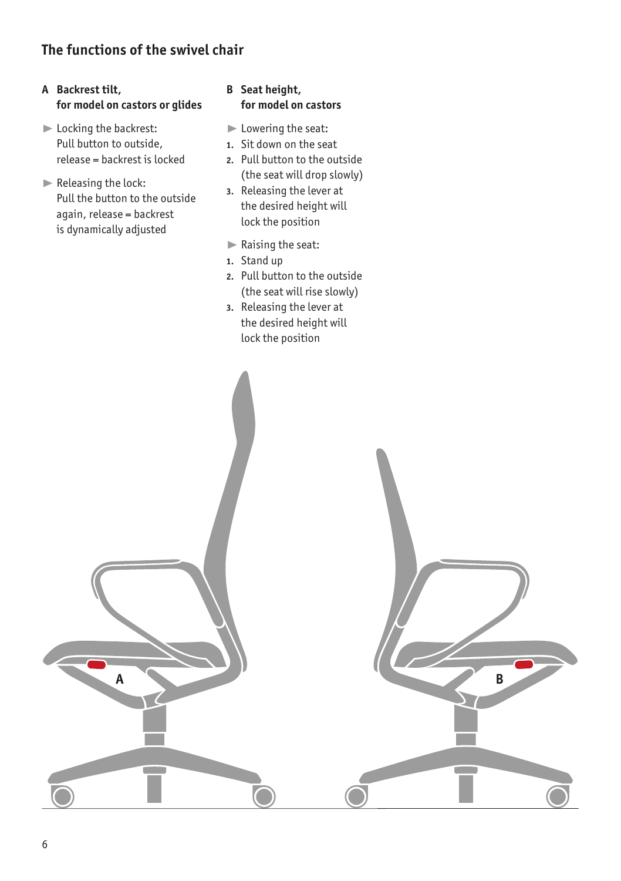# The functions of the swivel chair

**A Backrest tilt, for model on castors or glides**

- Locking the backrest: Pull button to outside, release = backrest is locked
- Releasing the lock: Pull the button to the outside again, release = backrest is dynamically adjusted

**B Seat height, for model on castors**

- Lowering the seat:
  1. Sit down on the seat
  2. Pull button to the outside (the seat will drop slowly)
  3. Releasing the lever at the desired height will lock the position
- Raising the seat:
  1. Stand up
  2. Pull button to the outside (the seat will rise slowly)
  3. Releasing the lever at the desired height will lock the position

A

B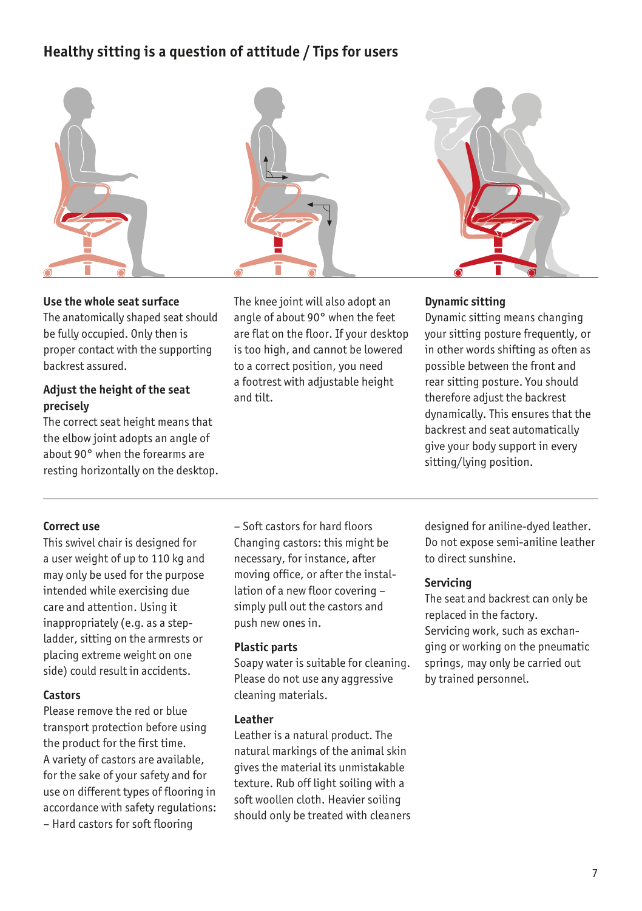## Healthy sitting is a question of attitude / Tips for users

**Use the whole seat surface**
The anatomically shaped seat should be fully occupied. Only then is proper contact with the supporting backrest assured.

**Adjust the height of the seat precisely**
The correct seat height means that the elbow joint adopts an angle of about 90° when the forearms are resting horizontally on the desktop.

The knee joint will also adopt an angle of about 90° when the feet are flat on the floor. If your desktop is too high, and cannot be lowered to a correct position, you need a footrest with adjustable height and tilt.

**Dynamic sitting**
Dynamic sitting means changing your sitting posture frequently, or in other words shifting as often as possible between the front and rear sitting posture. You should therefore adjust the backrest dynamically. This ensures that the backrest and seat automatically give your body support in every sitting/lying position.

---

**Correct use**
This swivel chair is designed for a user weight of up to 110 kg and may only be used for the purpose intended while exercising due care and attention. Using it inappropriately (e.g. as a step-ladder, sitting on the armrests or placing extreme weight on one side) could result in accidents.

**Castors**
Please remove the red or blue transport protection before using the product for the first time.
A variety of castors are available, for the sake of your safety and for use on different types of flooring in accordance with safety regulations:
– Hard castors for soft flooring
– Soft castors for hard floors
Changing castors: this might be necessary, for instance, after moving office, or after the installation of a new floor covering – simply pull out the castors and push new ones in.

**Plastic parts**
Soapy water is suitable for cleaning. Please do not use any aggressive cleaning materials.

**Leather**
Leather is a natural product. The natural markings of the animal skin gives the material its unmistakable texture. Rub off light soiling with a soft woollen cloth. Heavier soiling should only be treated with cleaners designed for aniline-dyed leather. Do not expose semi-aniline leather to direct sunshine.

**Servicing**
The seat and backrest can only be replaced in the factory.
Servicing work, such as exchanging or working on the pneumatic springs, may only be carried out by trained personnel.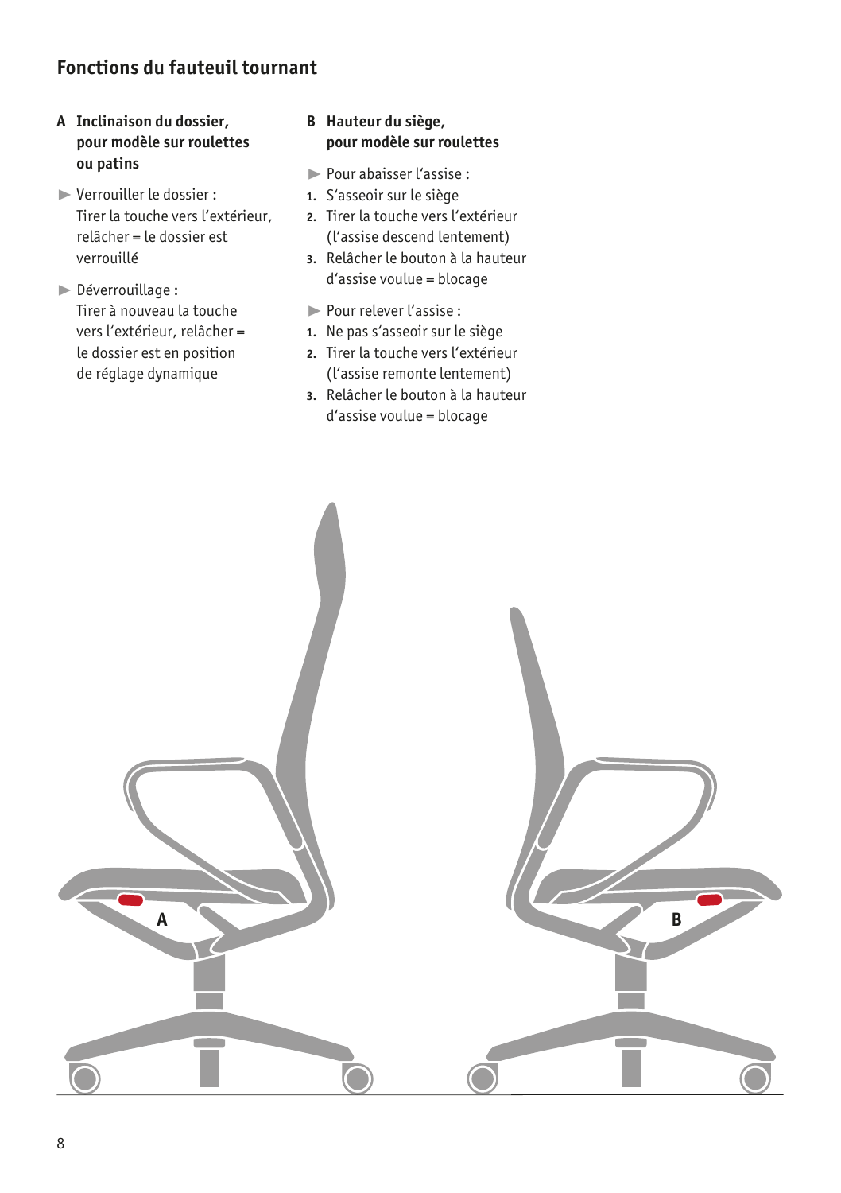## Fonctions du fauteuil tournant

**A Inclinaison du dossier, pour modèle sur roulettes ou patins**

▶ Verrouiller le dossier :
Tirer la touche vers l'extérieur, relâcher = le dossier est verrouillé

▶ Déverrouillage :
Tirer à nouveau la touche vers l'extérieur, relâcher = le dossier est en position de réglage dynamique

**B Hauteur du siège, pour modèle sur roulettes**

▶ Pour abaisser l'assise :

1. S'asseoir sur le siège
2. Tirer la touche vers l'extérieur (l'assise descend lentement)
3. Relâcher le bouton à la hauteur d'assise voulue = blocage

▶ Pour relever l'assise :

1. Ne pas s'asseoir sur le siège
2. Tirer la touche vers l'extérieur (l'assise remonte lentement)
3. Relâcher le bouton à la hauteur d'assise voulue = blocage

A

B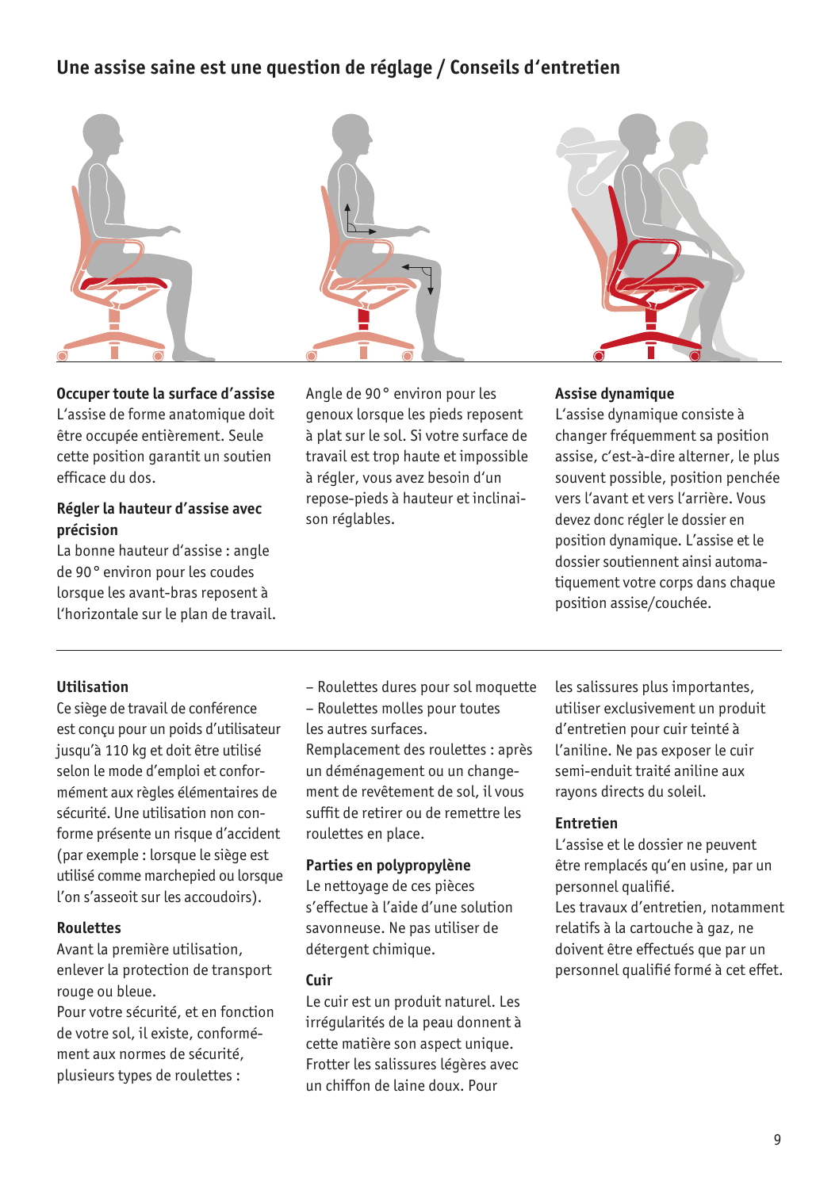## Une assise saine est une question de réglage / Conseils d'entretien

**Occuper toute la surface d'assise**
L'assise de forme anatomique doit être occupée entièrement. Seule cette position garantit un soutien efficace du dos.

**Régler la hauteur d'assise avec précision**
La bonne hauteur d'assise : angle de 90° environ pour les coudes lorsque les avant-bras reposent à l'horizontale sur le plan de travail.

Angle de 90° environ pour les genoux lorsque les pieds reposent à plat sur le sol. Si votre surface de travail est trop haute et impossible à régler, vous avez besoin d'un repose-pieds à hauteur et inclinaison réglables.

**Assise dynamique**
L'assise dynamique consiste à changer fréquemment sa position assise, c'est-à-dire alterner, le plus souvent possible, position penchée vers l'avant et vers l'arrière. Vous devez donc régler le dossier en position dynamique. L'assise et le dossier soutiennent ainsi automatiquement votre corps dans chaque position assise/couchée.

---

**Utilisation**
Ce siège de travail de conférence est conçu pour un poids d'utilisateur jusqu'à 110 kg et doit être utilisé selon le mode d'emploi et conformément aux règles élémentaires de sécurité. Une utilisation non conforme présente un risque d'accident (par exemple : lorsque le siège est utilisé comme marchepied ou lorsque l'on s'asseoit sur les accoudoirs).

**Roulettes**
Avant la première utilisation, enlever la protection de transport rouge ou bleue.
Pour votre sécurité, et en fonction de votre sol, il existe, conformément aux normes de sécurité, plusieurs types de roulettes :

– Roulettes dures pour sol moquette
– Roulettes molles pour toutes les autres surfaces.

Remplacement des roulettes : après un déménagement ou un changement de revêtement de sol, il vous suffit de retirer ou de remettre les roulettes en place.

**Parties en polypropylène**
Le nettoyage de ces pièces s'effectue à l'aide d'une solution savonneuse. Ne pas utiliser de détergent chimique.

**Cuir**
Le cuir est un produit naturel. Les irrégularités de la peau donnent à cette matière son aspect unique. Frotter les salissures légères avec un chiffon de laine doux. Pour les salissures plus importantes, utiliser exclusivement un produit d'entretien pour cuir teinté à l'aniline. Ne pas exposer le cuir semi-enduit traité aniline aux rayons directs du soleil.

**Entretien**
L'assise et le dossier ne peuvent être remplacés qu'en usine, par un personnel qualifié.
Les travaux d'entretien, notamment relatifs à la cartouche à gaz, ne doivent être effectués que par un personnel qualifié formé à cet effet.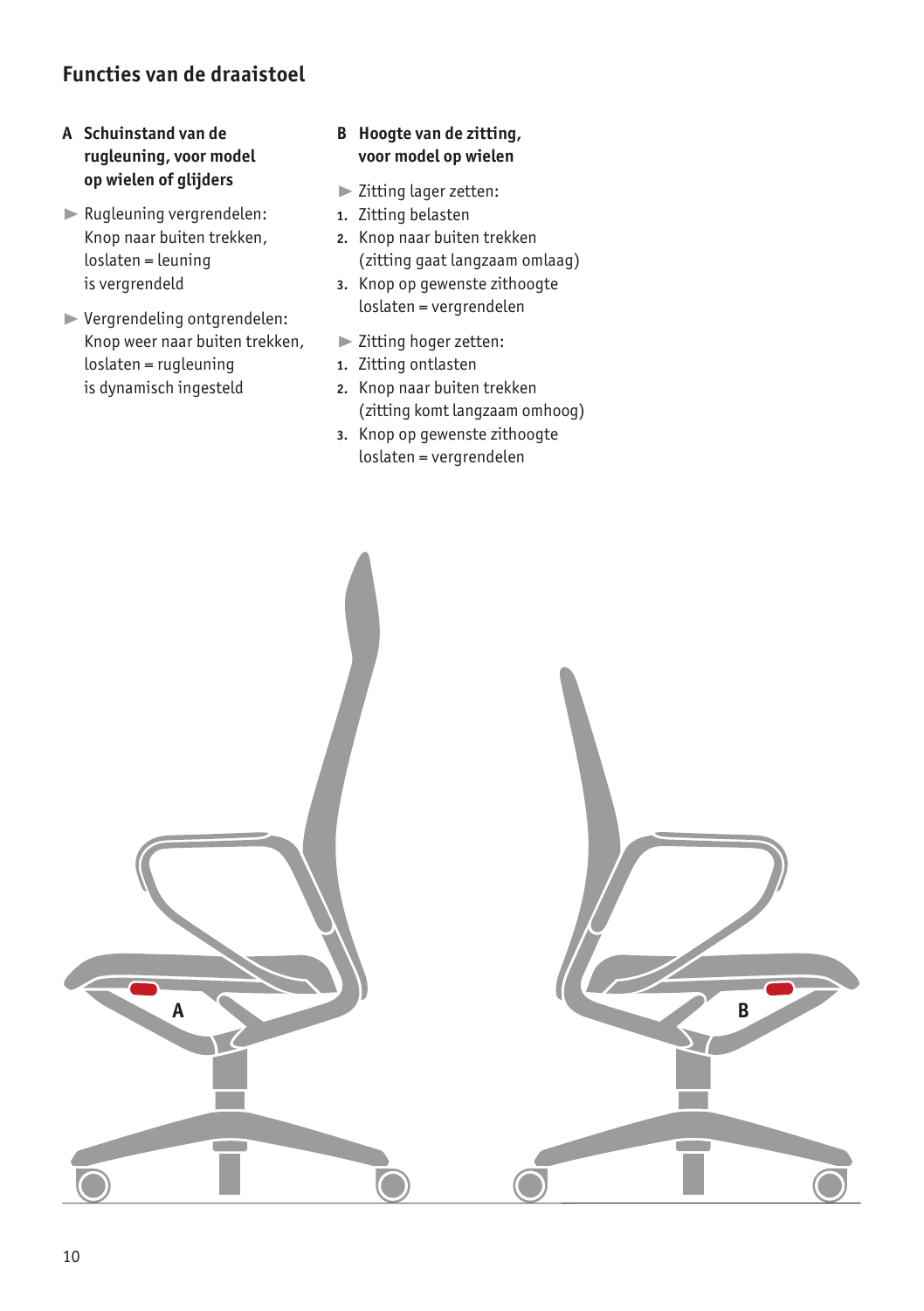## Functies van de draaistoel

### A Schuinstand van de rugleuning, voor model op wielen of glijders

- ▶ Rugleuning vergrendelen: Knop naar buiten trekken, loslaten = leuning is vergrendeld
- ▶ Vergrendeling ontgrendelen: Knop weer naar buiten trekken, loslaten = rugleuning is dynamisch ingesteld

### B Hoogte van de zitting, voor model op wielen

▶ Zitting lager zetten:

1. Zitting belasten
2. Knop naar buiten trekken (zitting gaat langzaam omlaag)
3. Knop op gewenste zithoogte loslaten = vergrendelen

▶ Zitting hoger zetten:

1. Zitting ontlasten
2. Knop naar buiten trekken (zitting komt langzaam omhoog)
3. Knop op gewenste zithoogte loslaten = vergrendelen

A

B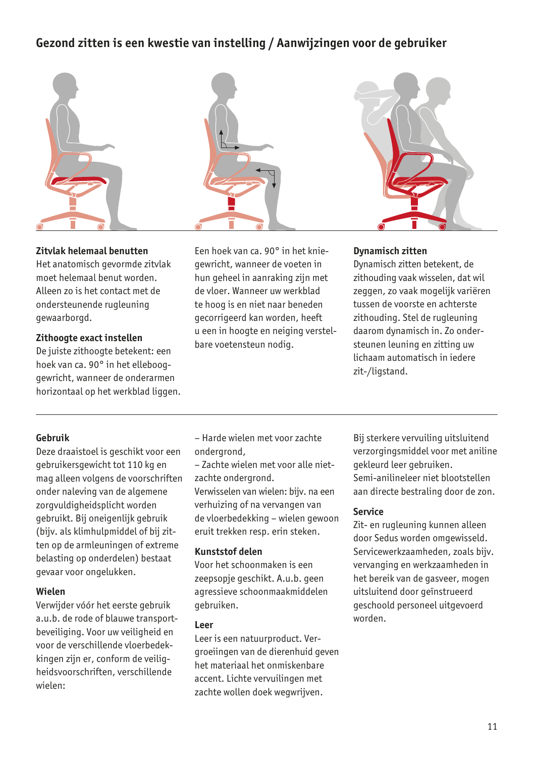## Gezond zitten is een kwestie van instelling / Aanwijzingen voor de gebruiker

**Zitvlak helemaal benutten**
Het anatomisch gevormde zitvlak moet helemaal benut worden. Alleen zo is het contact met de ondersteunende rugleuning gewaarborgd.

**Zithoogte exact instellen**
De juiste zithoogte betekent: een hoek van ca. 90° in het elleboog­gewricht, wanneer de onderarmen horizontaal op het werkblad liggen.

Een hoek van ca. 90° in het knie­gewricht, wanneer de voeten in hun geheel in aanraking zijn met de vloer. Wanneer uw werkblad te hoog is en niet naar beneden gecorrigeerd kan worden, heeft u een in hoogte en neiging verstel­bare voetensteun nodig.

**Dynamisch zitten**
Dynamisch zitten betekent, de zithouding vaak wisselen, dat wil zeggen, zo vaak mogelijk variëren tussen de voorste en achterste zithouding. Stel de rugleuning daarom dynamisch in. Zo onder­steunen leuning en zitting uw lichaam automatisch in iedere zit-/ligstand.

---

**Gebruik**
Deze draaistoel is geschikt voor een gebruikersgewicht tot 110 kg en mag alleen volgens de voorschriften onder naleving van de algemene zorgvuldigheidsplicht worden gebruikt. Bij oneigenlijk gebruik (bijv. als klimhulpmiddel of bij zit­ten op de armleuningen of extreme belasting op onderdelen) bestaat gevaar voor ongelukken.

**Wielen**
Verwijder vóór het eerste gebruik a.u.b. de rode of blauwe transport­beveiliging. Voor uw veiligheid en voor de verschillende vloerbedek­kingen zijn er, conform de veilig­heidsvoorschriften, verschillende wielen:

– Harde wielen met voor zachte ondergrond,
– Zachte wielen met voor alle niet-zachte ondergrond.

Verwisselen van wielen: bijv. na een verhuizing of na vervangen van de vloerbedekking – wielen gewoon eruit trekken resp. erin steken.

**Kunststof delen**
Voor het schoonmaken is een zeepsopje geschikt. A.u.b. geen agressieve schoonmaakmiddelen gebruiken.

**Leer**
Leer is een natuurproduct. Ver­groeiingen van de dierenhuid geven het materiaal het onmiskenbare accent. Lichte vervuilingen met zachte wollen doek wegwrijven.

Bij sterkere vervuiling uitsluitend verzorgingsmiddel voor met aniline gekleurd leer gebruiken. Semi-anilineleer niet blootstellen aan directe bestraling door de zon.

**Service**
Zit- en rugleuning kunnen alleen door Sedus worden omgewisseld. Servicewerkzaamheden, zoals bijv. vervanging en werkzaamheden in het bereik van de gasveer, mogen uitsluitend door geïnstrueerd geschoold personeel uitgevoerd worden.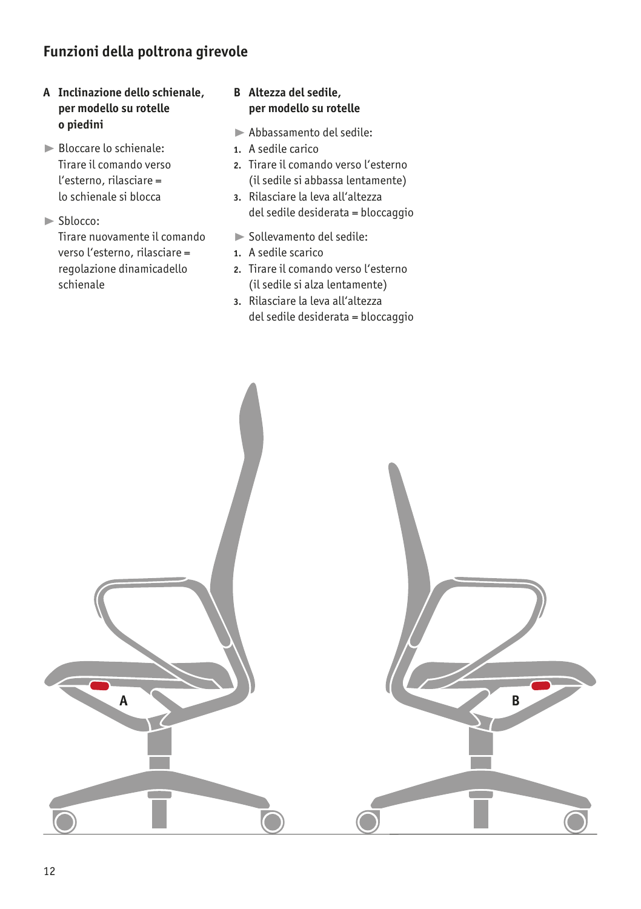## Funzioni della poltrona girevole

### A Inclinazione dello schienale, per modello su rotelle o piedini

▶ Bloccare lo schienale:
Tirare il comando verso l'esterno, rilasciare = lo schienale si blocca

▶ Sblocco:
Tirare nuovamente il comando verso l'esterno, rilasciare = regolazione dinamicadello schienale

### B Altezza del sedile, per modello su rotelle

▶ Abbassamento del sedile:

1. A sedile carico
2. Tirare il comando verso l'esterno (il sedile si abbassa lentamente)
3. Rilasciare la leva all'altezza del sedile desiderata = bloccaggio

▶ Sollevamento del sedile:

1. A sedile scarico
2. Tirare il comando verso l'esterno (il sedile si alza lentamente)
3. Rilasciare la leva all'altezza del sedile desiderata = bloccaggio

A

B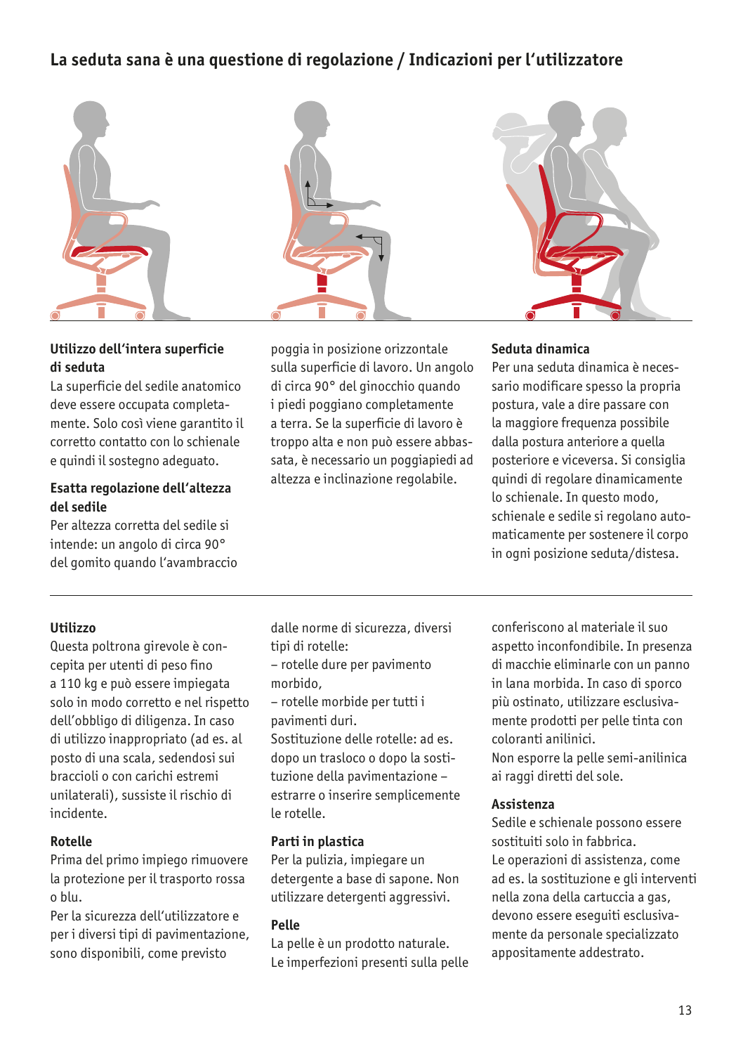## La seduta sana è una questione di regolazione / Indicazioni per l'utilizzatore

### Utilizzo dell'intera superficie di seduta

La superficie del sedile anatomico deve essere occupata completamente. Solo così viene garantito il corretto contatto con lo schienale e quindi il sostegno adeguato.

### Esatta regolazione dell'altezza del sedile

Per altezza corretta del sedile si intende: un angolo di circa 90° del gomito quando l'avambraccio poggia in posizione orizzontale sulla superficie di lavoro. Un angolo di circa 90° del ginocchio quando i piedi poggiano completamente a terra. Se la superficie di lavoro è troppo alta e non può essere abbassata, è necessario un poggiapiedi ad altezza e inclinazione regolabile.

### Seduta dinamica

Per una seduta dinamica è necessario modificare spesso la propria postura, vale a dire passare con la maggiore frequenza possibile dalla postura anteriore a quella posteriore e viceversa. Si consiglia quindi di regolare dinamicamente lo schienale. In questo modo, schienale e sedile si regolano automaticamente per sostenere il corpo in ogni posizione seduta/distesa.

---

### Utilizzo

Questa poltrona girevole è concepita per utenti di peso fino a 110 kg e può essere impiegata solo in modo corretto e nel rispetto dell'obbligo di diligenza. In caso di utilizzo inappropriato (ad es. al posto di una scala, sedendosi sui braccioli o con carichi estremi unilaterali), sussiste il rischio di incidente.

### Rotelle

Prima del primo impiego rimuovere la protezione per il trasporto rossa o blu.

Per la sicurezza dell'utilizzatore e per i diversi tipi di pavimentazione, sono disponibili, come previsto dalle norme di sicurezza, diversi tipi di rotelle:

- rotelle dure per pavimento morbido,
- rotelle morbide per tutti i pavimenti duri.

Sostituzione delle rotelle: ad es. dopo un trasloco o dopo la sostituzione della pavimentazione – estrarre o inserire semplicemente le rotelle.

### Parti in plastica

Per la pulizia, impiegare un detergente a base di sapone. Non utilizzare detergenti aggressivi.

### Pelle

La pelle è un prodotto naturale. Le imperfezioni presenti sulla pelle conferiscono al materiale il suo aspetto inconfondibile. In presenza di macchie eliminarle con un panno in lana morbida. In caso di sporco più ostinato, utilizzare esclusivamente prodotti per pelle tinta con coloranti anilinici.

Non esporre la pelle semi-anilinica ai raggi diretti del sole.

### Assistenza

Sedile e schienale possono essere sostituiti solo in fabbrica.

Le operazioni di assistenza, come ad es. la sostituzione e gli interventi nella zona della cartuccia a gas, devono essere eseguiti esclusivamente da personale specializzato appositamente addestrato.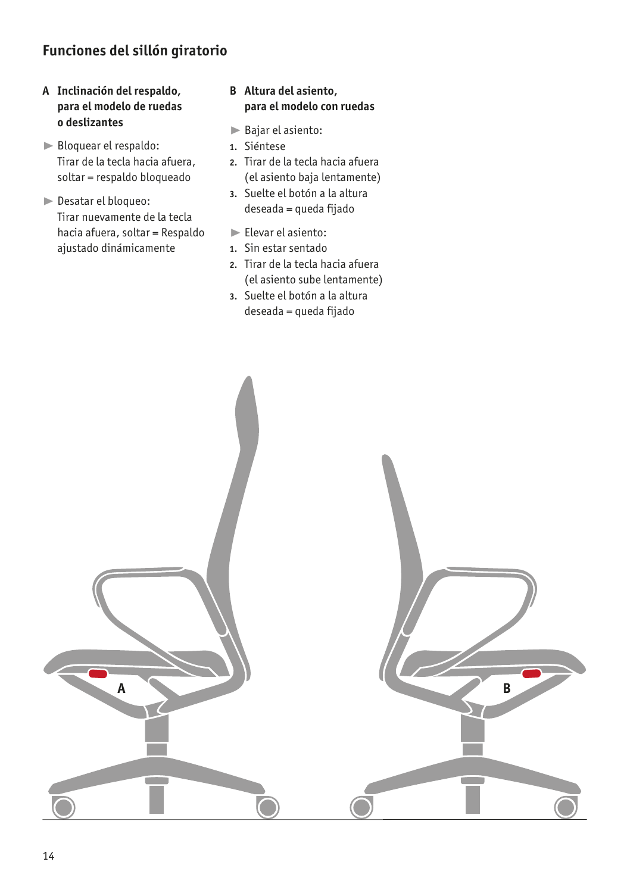## Funciones del sillón giratorio

### A Inclinación del respaldo, para el modelo de ruedas o deslizantes

- Bloquear el respaldo:
  Tirar de la tecla hacia afuera, soltar = respaldo bloqueado

- Desatar el bloqueo:
  Tirar nuevamente de la tecla hacia afuera, soltar = Respaldo ajustado dinámicamente

### B Altura del asiento, para el modelo con ruedas

- Bajar el asiento:

1. Siéntese
2. Tirar de la tecla hacia afuera (el asiento baja lentamente)
3. Suelte el botón a la altura deseada = queda fijado

- Elevar el asiento:

1. Sin estar sentado
2. Tirar de la tecla hacia afuera (el asiento sube lentamente)
3. Suelte el botón a la altura deseada = queda fijado

A

B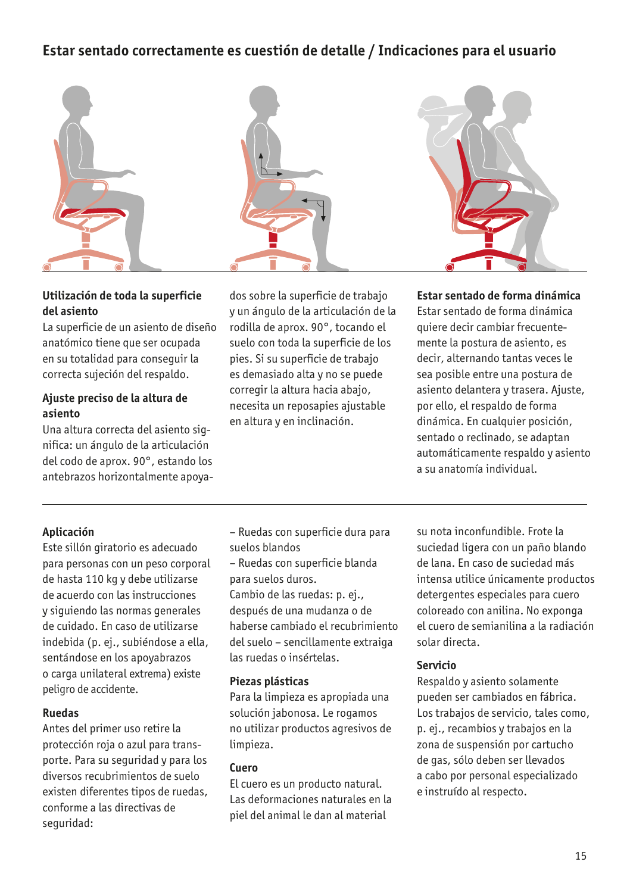## Estar sentado correctamente es cuestión de detalle / Indicaciones para el usuario

**Utilización de toda la superficie del asiento**
La superficie de un asiento de diseño anatómico tiene que ser ocupada en su totalidad para conseguir la correcta sujeción del respaldo.

**Ajuste preciso de la altura de asiento**
Una altura correcta del asiento significa: un ángulo de la articulación del codo de aprox. 90°, estando los antebrazos horizontalmente apoyados sobre la superficie de trabajo y un ángulo de la articulación de la rodilla de aprox. 90°, tocando el suelo con toda la superficie de los pies. Si su superficie de trabajo es demasiado alta y no se puede corregir la altura hacia abajo, necesita un reposapies ajustable en altura y en inclinación.

**Estar sentado de forma dinámica**
Estar sentado de forma dinámica quiere decir cambiar frecuentemente la postura de asiento, es decir, alternando tantas veces le sea posible entre una postura de asiento delantera y trasera. Ajuste, por ello, el respaldo de forma dinámica. En cualquier posición, sentado o reclinado, se adaptan automáticamente respaldo y asiento a su anatomía individual.

---

**Aplicación**
Este sillón giratorio es adecuado para personas con un peso corporal de hasta 110 kg y debe utilizarse de acuerdo con las instrucciones y siguiendo las normas generales de cuidado. En caso de utilizarse indebida (p. ej., subiéndose a ella, sentándose en los apoyabrazos o carga unilateral extrema) existe peligro de accidente.

**Ruedas**
Antes del primer uso retire la protección roja o azul para transporte. Para su seguridad y para los diversos recubrimientos de suelo existen diferentes tipos de ruedas, conforme a las directivas de seguridad:
– Ruedas con superficie dura para suelos blandos
– Ruedas con superficie blanda para suelos duros.
Cambio de las ruedas: p. ej., después de una mudanza o de haberse cambiado el recubrimiento del suelo – sencillamente extraiga las ruedas o insértelas.

**Piezas plásticas**
Para la limpieza es apropiada una solución jabonosa. Le rogamos no utilizar productos agresivos de limpieza.

**Cuero**
El cuero es un producto natural. Las deformaciones naturales en la piel del animal le dan al material su nota inconfundible. Frote la suciedad ligera con un paño blando de lana. En caso de suciedad más intensa utilice únicamente productos detergentes especiales para cuero coloreado con anilina. No exponga el cuero de semianilina a la radiación solar directa.

**Servicio**
Respaldo y asiento solamente pueden ser cambiados en fábrica. Los trabajos de servicio, tales como, p. ej., recambios y trabajos en la zona de suspensión por cartucho de gas, sólo deben ser llevados a cabo por personal especializado e instruído al respecto.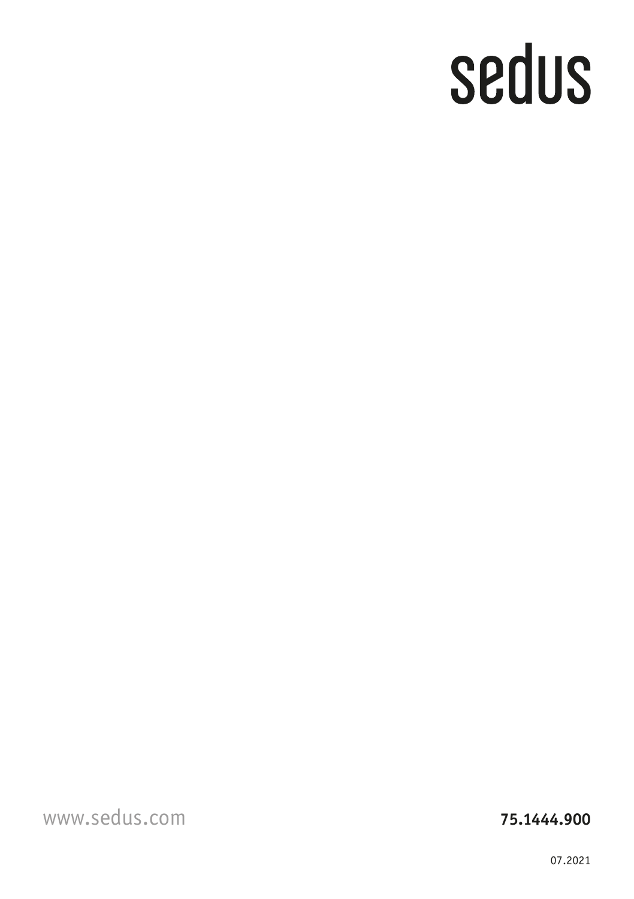sedus

www.sedus.com

**75.1444.900**

07.2021